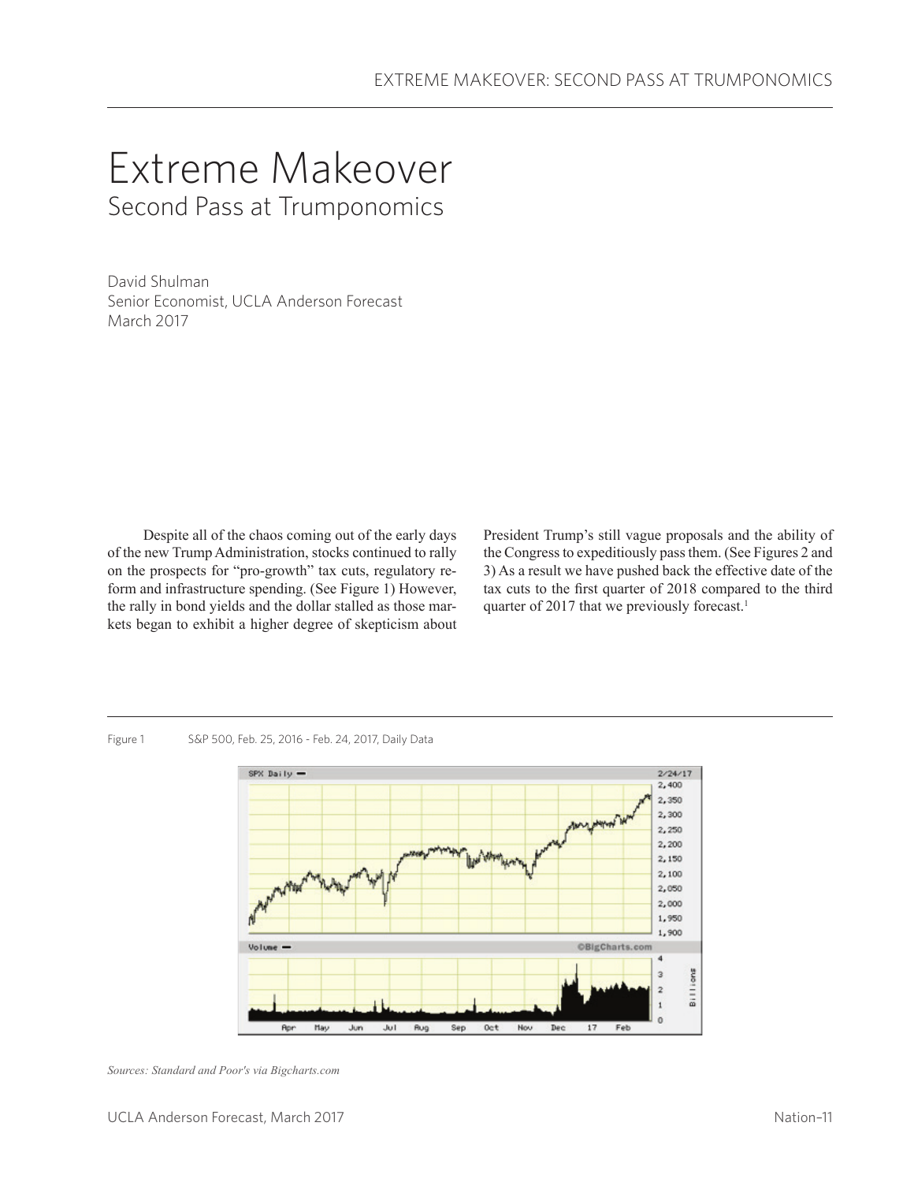# Extreme Makeover

## Second Pass at Trumponomics

David Shulman
Senior Economist, UCLA Anderson Forecast
March 2017

Despite all of the chaos coming out of the early days of the new Trump Administration, stocks continued to rally on the prospects for "pro-growth" tax cuts, regulatory reform and infrastructure spending. (See Figure 1) However, the rally in bond yields and the dollar stalled as those markets began to exhibit a higher degree of skepticism about President Trump's still vague proposals and the ability of the Congress to expeditiously pass them. (See Figures 2 and 3) As a result we have pushed back the effective date of the tax cuts to the first quarter of 2018 compared to the third quarter of 2017 that we previously forecast.[1]

Figure 1 S&P 500, Feb. 25, 2016 - Feb. 24, 2017, Daily Data

*Sources: Standard and Poor's via Bigcharts.com*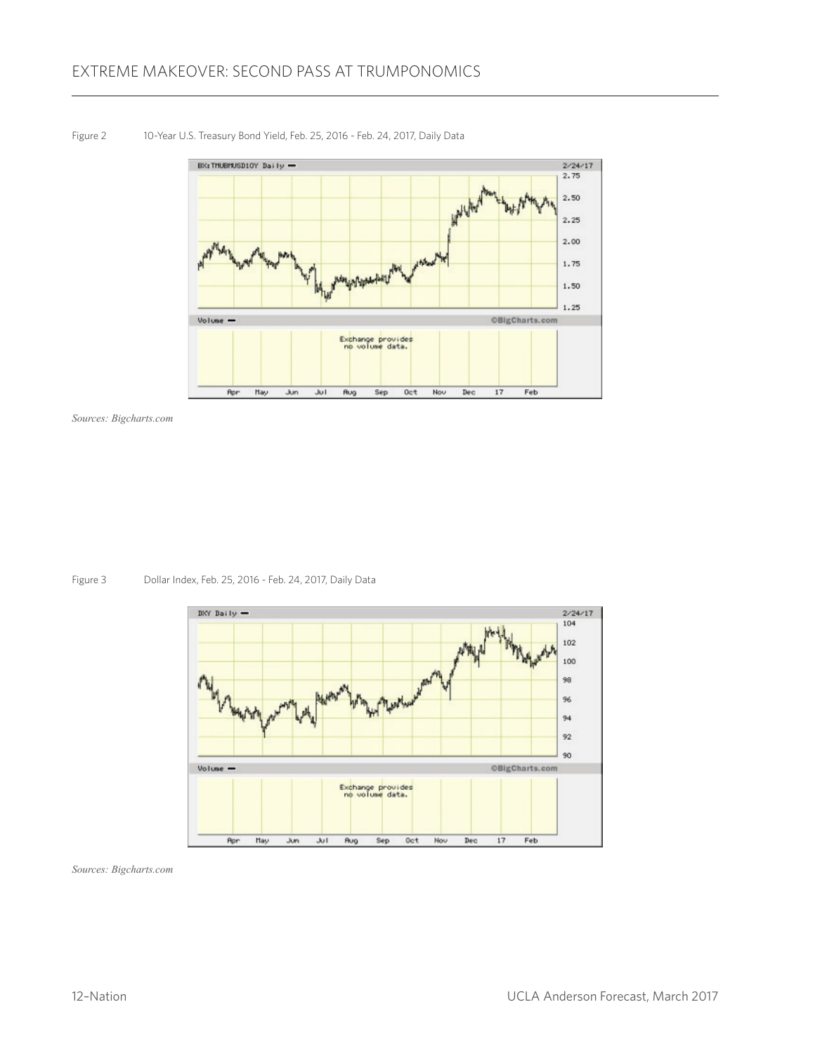Figure 2 10-Year U.S. Treasury Bond Yield, Feb. 25, 2016 - Feb. 24, 2017, Daily Data

*Sources: Bigcharts.com*

Figure 3 Dollar Index, Feb. 25, 2016 - Feb. 24, 2017, Daily Data

*Sources: Bigcharts.com*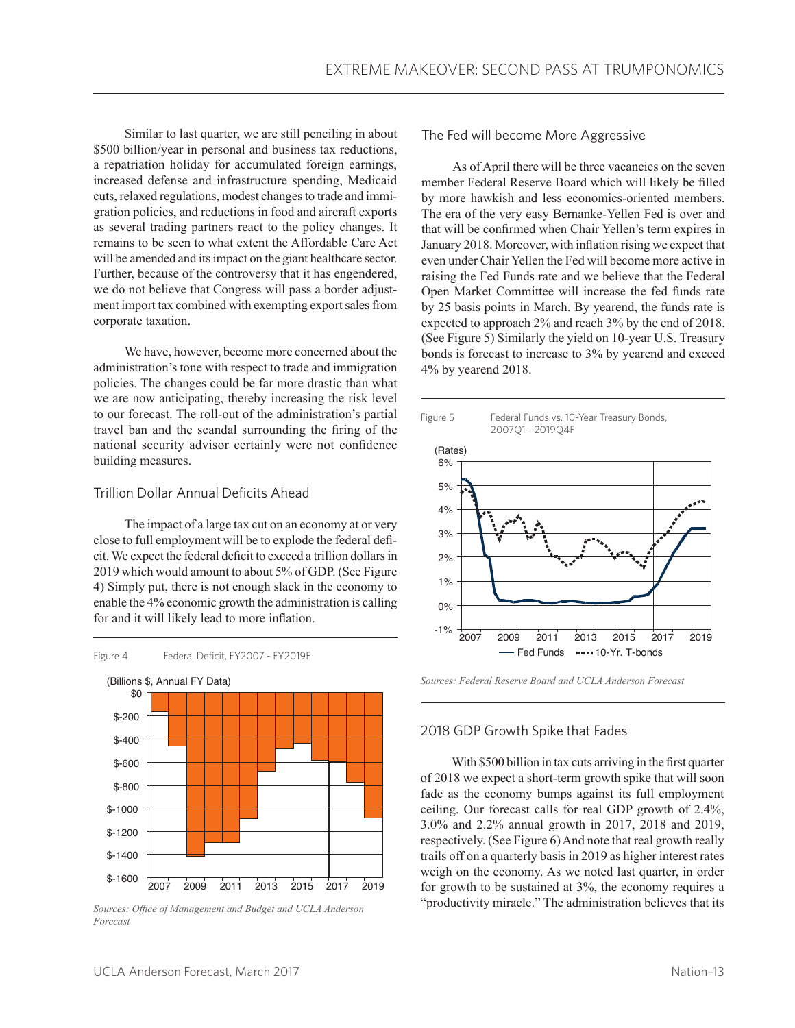Similar to last quarter, we are still penciling in about $500 billion/year in personal and business tax reductions, a repatriation holiday for accumulated foreign earnings, increased defense and infrastructure spending, Medicaid cuts, relaxed regulations, modest changes to trade and immigration policies, and reductions in food and aircraft exports as several trading partners react to the policy changes. It remains to be seen to what extent the Affordable Care Act will be amended and its impact on the giant healthcare sector. Further, because of the controversy that it has engendered, we do not believe that Congress will pass a border adjustment import tax combined with exempting export sales from corporate taxation.

We have, however, become more concerned about the administration's tone with respect to trade and immigration policies. The changes could be far more drastic than what we are now anticipating, thereby increasing the risk level to our forecast. The roll-out of the administration's partial travel ban and the scandal surrounding the firing of the national security advisor certainly were not confidence building measures.

## Trillion Dollar Annual Deficits Ahead

The impact of a large tax cut on an economy at or very close to full employment will be to explode the federal deficit. We expect the federal deficit to exceed a trillion dollars in 2019 which would amount to about 5% of GDP. (See Figure 4) Simply put, there is not enough slack in the economy to enable the 4% economic growth the administration is calling for and it will likely lead to more inflation.

Figure 4 Federal Deficit, FY2007 - FY2019F

*Sources: Office of Management and Budget and UCLA Anderson Forecast*

## The Fed will become More Aggressive

As of April there will be three vacancies on the seven member Federal Reserve Board which will likely be filled by more hawkish and less economics-oriented members. The era of the very easy Bernanke-Yellen Fed is over and that will be confirmed when Chair Yellen's term expires in January 2018. Moreover, with inflation rising we expect that even under Chair Yellen the Fed will become more active in raising the Fed Funds rate and we believe that the Federal Open Market Committee will increase the fed funds rate by 25 basis points in March. By yearend, the funds rate is expected to approach 2% and reach 3% by the end of 2018. (See Figure 5) Similarly the yield on 10-year U.S. Treasury bonds is forecast to increase to 3% by yearend and exceed 4% by yearend 2018.

Figure 5 Federal Funds vs. 10-Year Treasury Bonds, 2007Q1 - 2019Q4F

*Sources: Federal Reserve Board and UCLA Anderson Forecast*

## 2018 GDP Growth Spike that Fades

With $500 billion in tax cuts arriving in the first quarter of 2018 we expect a short-term growth spike that will soon fade as the economy bumps against its full employment ceiling. Our forecast calls for real GDP growth of 2.4%, 3.0% and 2.2% annual growth in 2017, 2018 and 2019, respectively. (See Figure 6) And note that real growth really trails off on a quarterly basis in 2019 as higher interest rates weigh on the economy. As we noted last quarter, in order for growth to be sustained at 3%, the economy requires a "productivity miracle." The administration believes that its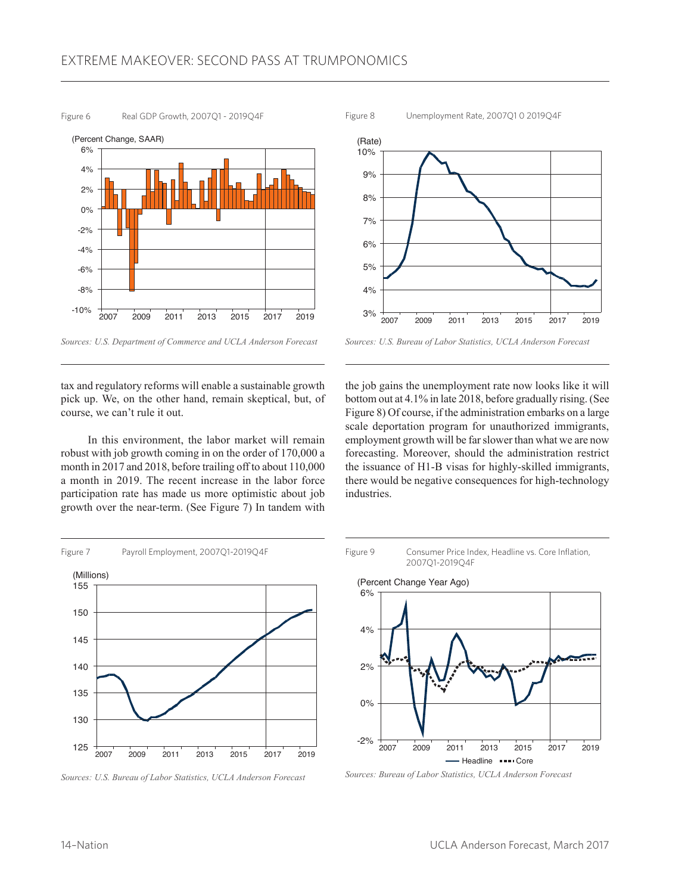Figure 6 Real GDP Growth, 2007Q1 - 2019Q4F

*Sources: U.S. Department of Commerce and UCLA Anderson Forecast*

Figure 8 Unemployment Rate, 2007Q1 0 2019Q4F

*Sources: U.S. Bureau of Labor Statistics, UCLA Anderson Forecast*

tax and regulatory reforms will enable a sustainable growth pick up. We, on the other hand, remain skeptical, but, of course, we can't rule it out.

In this environment, the labor market will remain robust with job growth coming in on the order of 170,000 a month in 2017 and 2018, before trailing off to about 110,000 a month in 2019. The recent increase in the labor force participation rate has made us more optimistic about job growth over the near-term. (See Figure 7) In tandem with the job gains the unemployment rate now looks like it will bottom out at 4.1% in late 2018, before gradually rising. (See Figure 8) Of course, if the administration embarks on a large scale deportation program for unauthorized immigrants, employment growth will be far slower than what we are now forecasting. Moreover, should the administration restrict the issuance of H1-B visas for highly-skilled immigrants, there would be negative consequences for high-technology industries.

Figure 7 Payroll Employment, 2007Q1-2019Q4F

*Sources: U.S. Bureau of Labor Statistics, UCLA Anderson Forecast*

Figure 9 Consumer Price Index, Headline vs. Core Inflation, 2007Q1-2019Q4F

*Sources: Bureau of Labor Statistics, UCLA Anderson Forecast*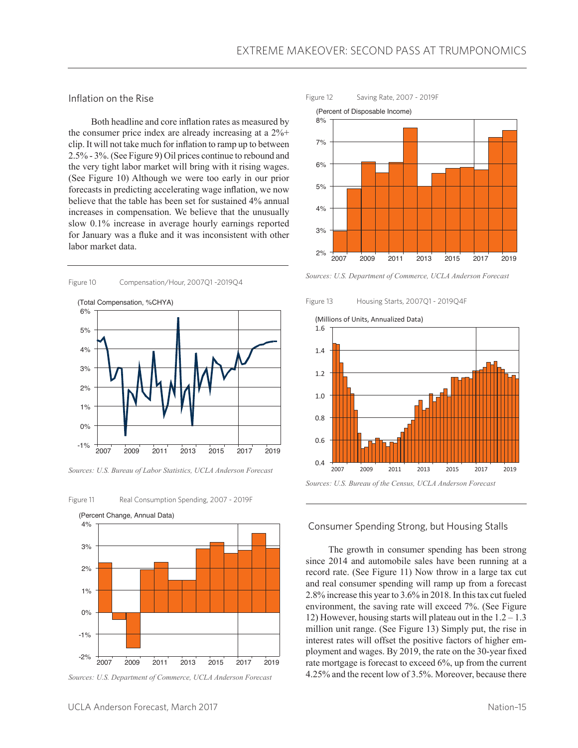## Inflation on the Rise

Both headline and core inflation rates as measured by the consumer price index are already increasing at a 2%+ clip. It will not take much for inflation to ramp up to between 2.5% - 3%. (See Figure 9) Oil prices continue to rebound and the very tight labor market will bring with it rising wages. (See Figure 10) Although we were too early in our prior forecasts in predicting accelerating wage inflation, we now believe that the table has been set for sustained 4% annual increases in compensation. We believe that the unusually slow 0.1% increase in average hourly earnings reported for January was a fluke and it was inconsistent with other labor market data.

Figure 10 Compensation/Hour, 2007Q1 -2019Q4

*Sources: U.S. Bureau of Labor Statistics, UCLA Anderson Forecast*

Figure 11 Real Consumption Spending, 2007 - 2019F

*Sources: U.S. Department of Commerce, UCLA Anderson Forecast*

Figure 12 Saving Rate, 2007 - 2019F

*Sources: U.S. Department of Commerce, UCLA Anderson Forecast*

Figure 13 Housing Starts, 2007Q1 - 2019Q4F

*Sources: U.S. Bureau of the Census, UCLA Anderson Forecast*

## Consumer Spending Strong, but Housing Stalls

The growth in consumer spending has been strong since 2014 and automobile sales have been running at a record rate. (See Figure 11) Now throw in a large tax cut and real consumer spending will ramp up from a forecast 2.8% increase this year to 3.6% in 2018. In this tax cut fueled environment, the saving rate will exceed 7%. (See Figure 12) However, housing starts will plateau out in the 1.2 – 1.3 million unit range. (See Figure 13) Simply put, the rise in interest rates will offset the positive factors of higher employment and wages. By 2019, the rate on the 30-year fixed rate mortgage is forecast to exceed 6%, up from the current 4.25% and the recent low of 3.5%. Moreover, because there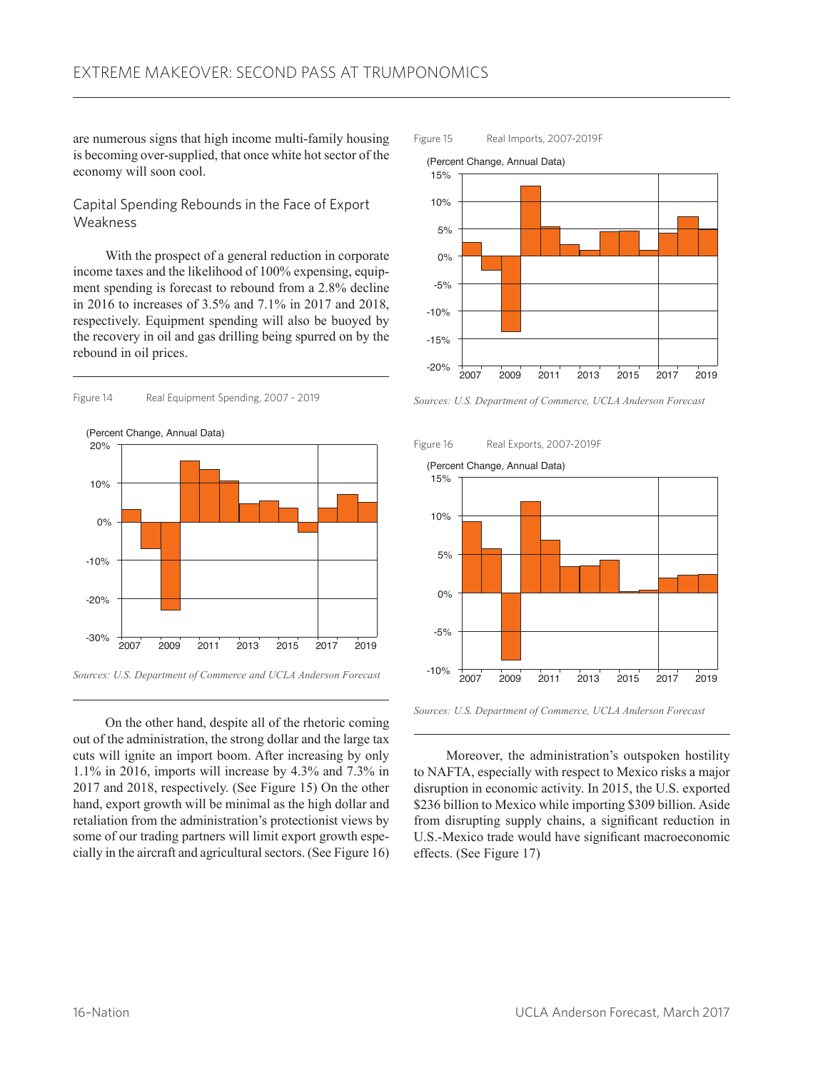are numerous signs that high income multi-family housing is becoming over-supplied, that once white hot sector of the economy will soon cool.

### Capital Spending Rebounds in the Face of Export Weakness

With the prospect of a general reduction in corporate income taxes and the likelihood of 100% expensing, equipment spending is forecast to rebound from a 2.8% decline in 2016 to increases of 3.5% and 7.1% in 2017 and 2018, respectively. Equipment spending will also be buoyed by the recovery in oil and gas drilling being spurred on by the rebound in oil prices.

Figure 14 Real Equipment Spending, 2007 - 2019

*Sources: U.S. Department of Commerce and UCLA Anderson Forecast*

On the other hand, despite all of the rhetoric coming out of the administration, the strong dollar and the large tax cuts will ignite an import boom. After increasing by only 1.1% in 2016, imports will increase by 4.3% and 7.3% in 2017 and 2018, respectively. (See Figure 15) On the other hand, export growth will be minimal as the high dollar and retaliation from the administration's protectionist views by some of our trading partners will limit export growth especially in the aircraft and agricultural sectors. (See Figure 16)

Figure 15 Real Imports, 2007-2019F

*Sources: U.S. Department of Commerce, UCLA Anderson Forecast*

Figure 16 Real Exports, 2007-2019F

*Sources: U.S. Department of Commerce, UCLA Anderson Forecast*

Moreover, the administration's outspoken hostility to NAFTA, especially with respect to Mexico risks a major disruption in economic activity. In 2015, the U.S. exported $236 billion to Mexico while importing $309 billion. Aside from disrupting supply chains, a significant reduction in U.S.-Mexico trade would have significant macroeconomic effects. (See Figure 17)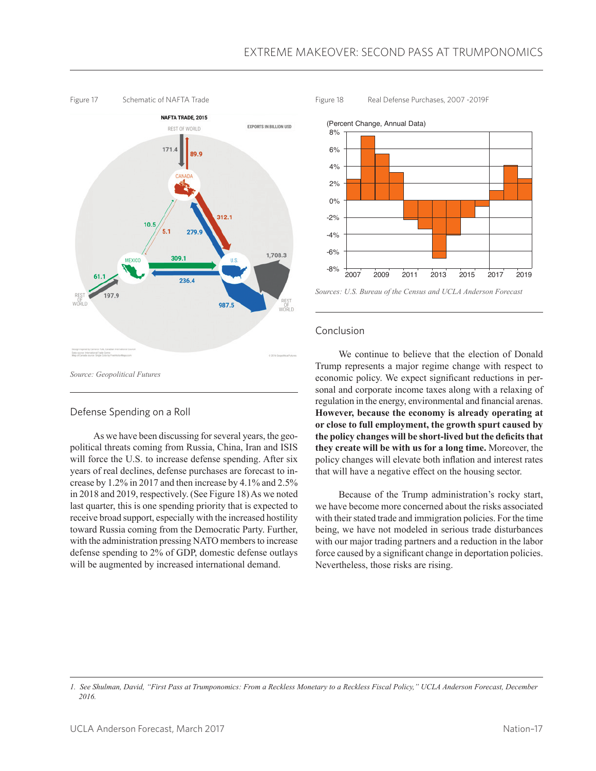Figure 17 Schematic of NAFTA Trade

NAFTA TRADE, 2015

EXPORTS IN BILLION USD

REST OF WORLD

171.4

89.9

CANADA

10.5

5.1

279.9

312.1

MEXICO

309.1

U.S.

1,708.3

236.4

61.1

197.9

REST OF WORLD

987.5

REST OF WORLD

*Source: Geopolitical Futures*

Figure 18 Real Defense Purchases, 2007 -2019F

(Percent Change, Annual Data)

8%
6%
4%
2%
0%
-2%
-4%
-6%
-8%

2007 2009 2011 2013 2015 2017 2019

*Sources: U.S. Bureau of the Census and UCLA Anderson Forecast*

## Defense Spending on a Roll

As we have been discussing for several years, the geo-political threats coming from Russia, China, Iran and ISIS will force the U.S. to increase defense spending. After six years of real declines, defense purchases are forecast to increase by 1.2% in 2017 and then increase by 4.1% and 2.5% in 2018 and 2019, respectively. (See Figure 18) As we noted last quarter, this is one spending priority that is expected to receive broad support, especially with the increased hostility toward Russia coming from the Democratic Party. Further, with the administration pressing NATO members to increase defense spending to 2% of GDP, domestic defense outlays will be augmented by increased international demand.

## Conclusion

We continue to believe that the election of Donald Trump represents a major regime change with respect to economic policy. We expect significant reductions in personal and corporate income taxes along with a relaxing of regulation in the energy, environmental and financial arenas. **However, because the economy is already operating at or close to full employment, the growth spurt caused by the policy changes will be short-lived but the deficits that they create will be with us for a long time.** Moreover, the policy changes will elevate both inflation and interest rates that will have a negative effect on the housing sector.

Because of the Trump administration's rocky start, we have become more concerned about the risks associated with their stated trade and immigration policies. For the time being, we have not modeled in serious trade disturbances with our major trading partners and a reduction in the labor force caused by a significant change in deportation policies. Nevertheless, those risks are rising.

1. *See Shulman, David, "First Pass at Trumponomics: From a Reckless Monetary to a Reckless Fiscal Policy," UCLA Anderson Forecast, December 2016.*